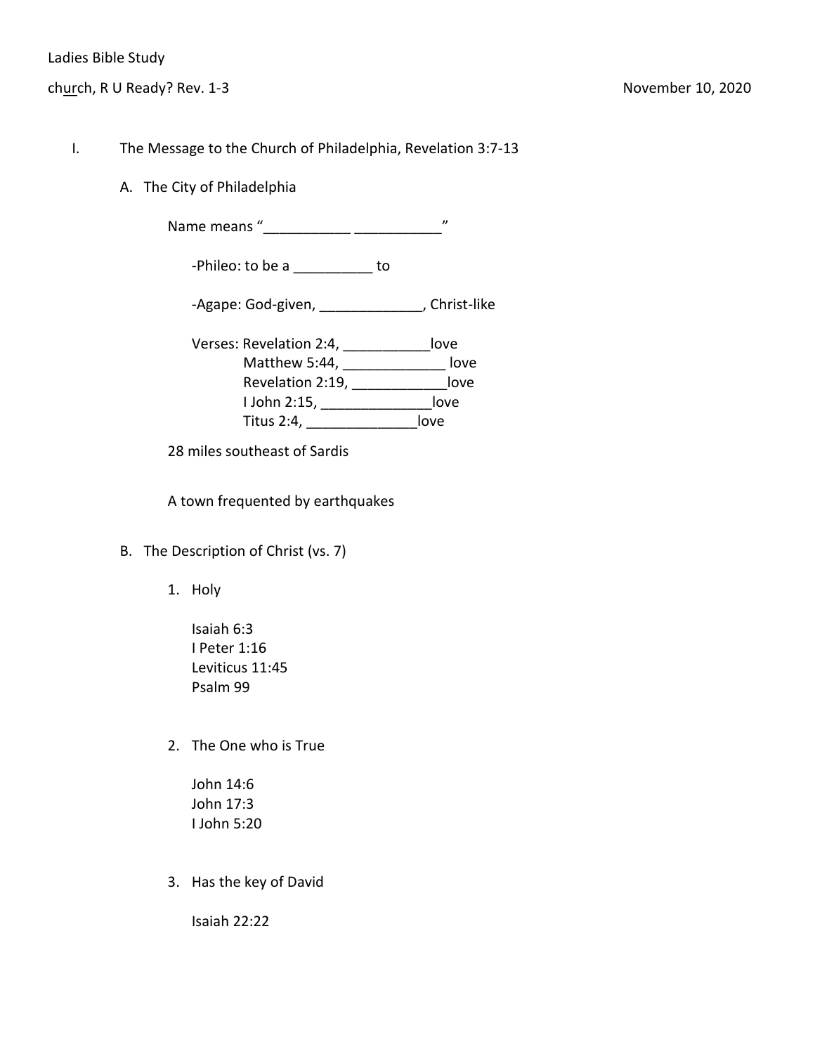Ladies Bible Study

church, R U Ready? Rev. 1-3 November 10, 2020

I. The Message to the Church of Philadelphia, Revelation 3:7-13

A. The City of Philadelphia

Name means "___________ ___________"

-Phileo: to be a __________ to

-Agape: God-given, _____________, Christ-like

Verses: Revelation 2:4, ___________love
Matthew 5:44, _____________ love
Revelation 2:19, ____________love
I John 2:15, ______________love
Titus 2:4, ______________love

28 miles southeast of Sardis

A town frequented by earthquakes

B. The Description of Christ (vs. 7)

1. Holy

   Isaiah 6:3
   I Peter 1:16
   Leviticus 11:45
   Psalm 99

2. The One who is True

   John 14:6
   John 17:3
   I John 5:20

3. Has the key of David

   Isaiah 22:22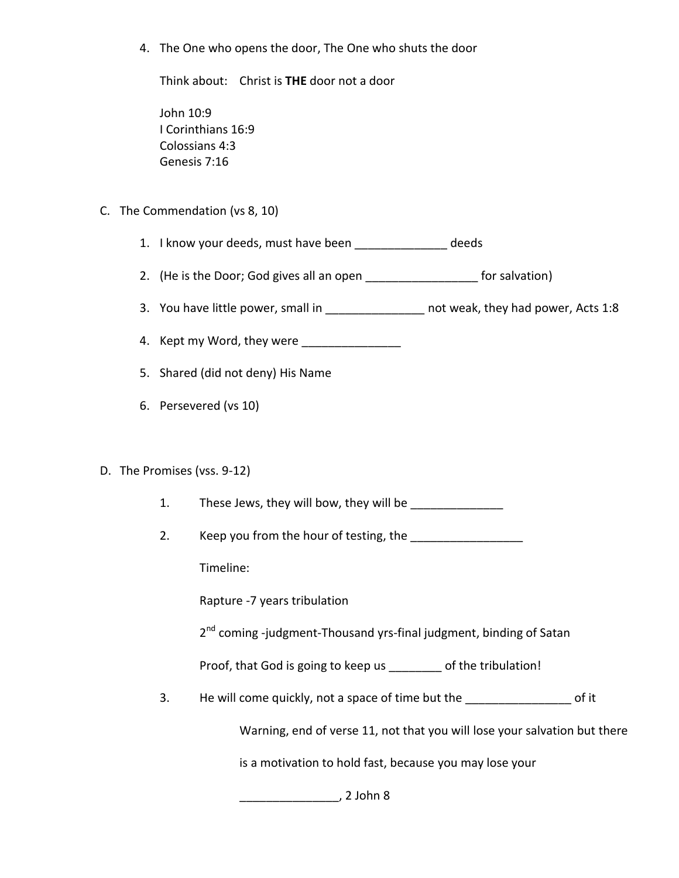4. The One who opens the door, The One who shuts the door

   Think about: Christ is **THE** door not a door

   John 10:9
   I Corinthians 16:9
   Colossians 4:3
   Genesis 7:16

C. The Commendation (vs 8, 10)

1. I know your deeds, must have been ______________ deeds
2. (He is the Door; God gives all an open _________________ for salvation)
3. You have little power, small in _______________ not weak, they had power, Acts 1:8
4. Kept my Word, they were _______________
5. Shared (did not deny) His Name
6. Persevered (vs 10)

D. The Promises (vss. 9-12)

1. These Jews, they will bow, they will be ______________
2. Keep you from the hour of testing, the _________________

   Timeline:

   Rapture -7 years tribulation

   2nd coming -judgment-Thousand yrs-final judgment, binding of Satan

   Proof, that God is going to keep us ________ of the tribulation!

3. He will come quickly, not a space of time but the ________________ of it

   Warning, end of verse 11, not that you will lose your salvation but there is a motivation to hold fast, because you may lose your _______________, 2 John 8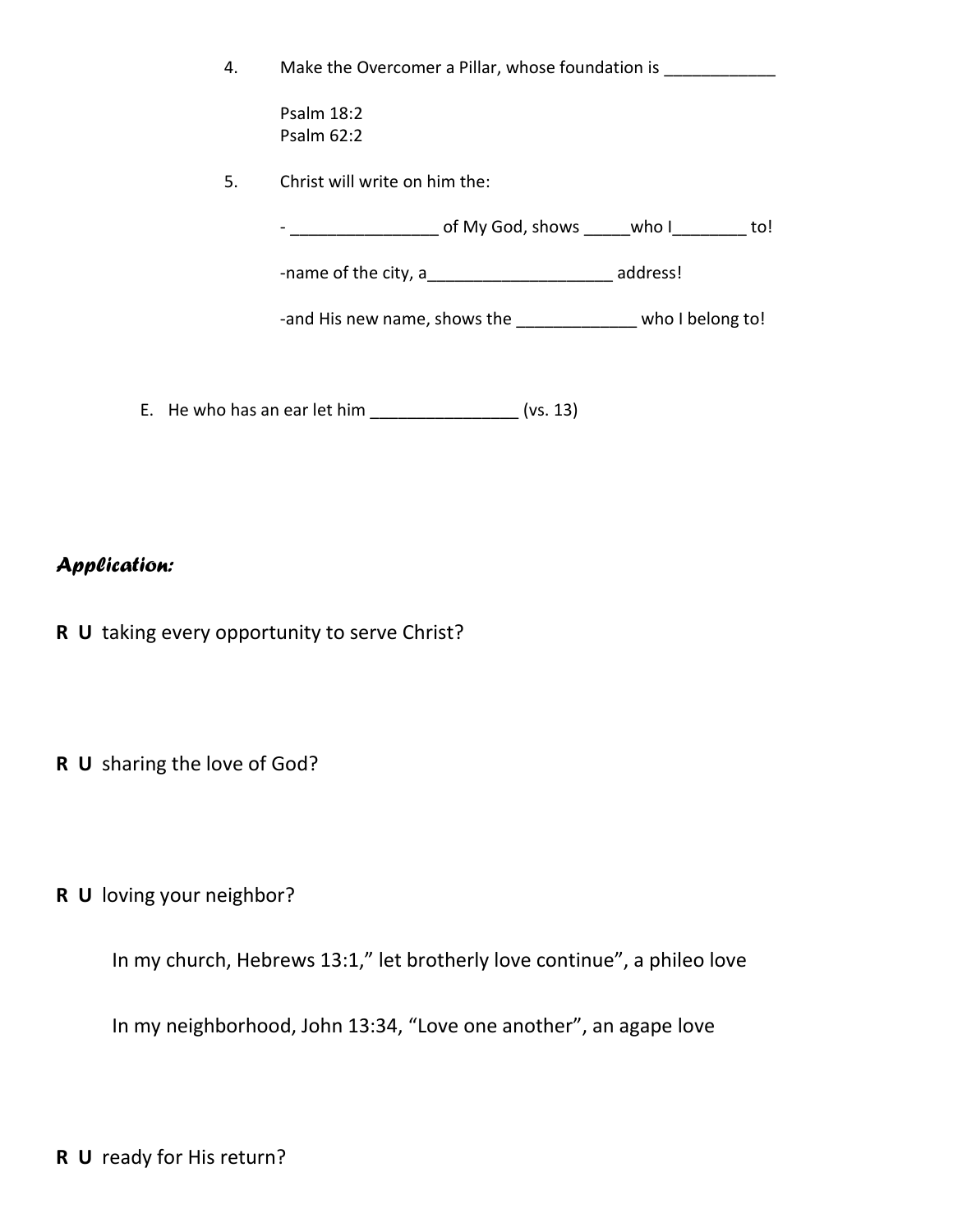4. Make the Overcomer a Pillar, whose foundation is ____________

   Psalm 18:2
   Psalm 62:2

5. Christ will write on him the:

   - ________________ of My God, shows _____who I________ to!

   -name of the city, a____________________ address!

   -and His new name, shows the _____________ who I belong to!

E. He who has an ear let him ________________ (vs. 13)

***Application:***

**R U** taking every opportunity to serve Christ?

**R U** sharing the love of God?

**R U** loving your neighbor?

In my church, Hebrews 13:1," let brotherly love continue", a phileo love

In my neighborhood, John 13:34, "Love one another", an agape love

**R U** ready for His return?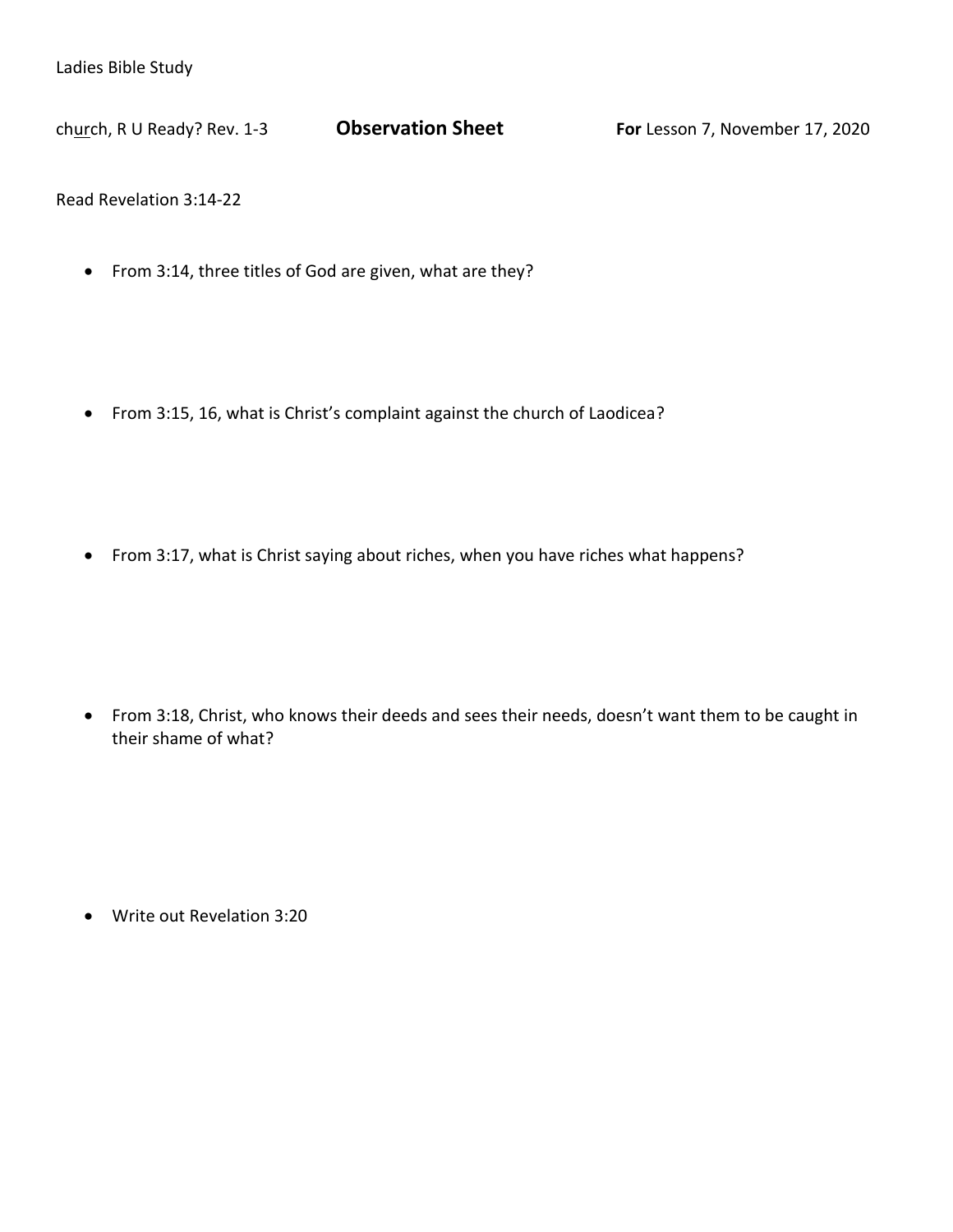Ladies Bible Study

ch<u>ur</u>ch, R U Ready? Rev. 1-3 **Observation Sheet** **For** Lesson 7, November 17, 2020

Read Revelation 3:14-22

- From 3:14, three titles of God are given, what are they?

- From 3:15, 16, what is Christ's complaint against the church of Laodicea?

- From 3:17, what is Christ saying about riches, when you have riches what happens?

- From 3:18, Christ, who knows their deeds and sees their needs, doesn't want them to be caught in their shame of what?

- Write out Revelation 3:20